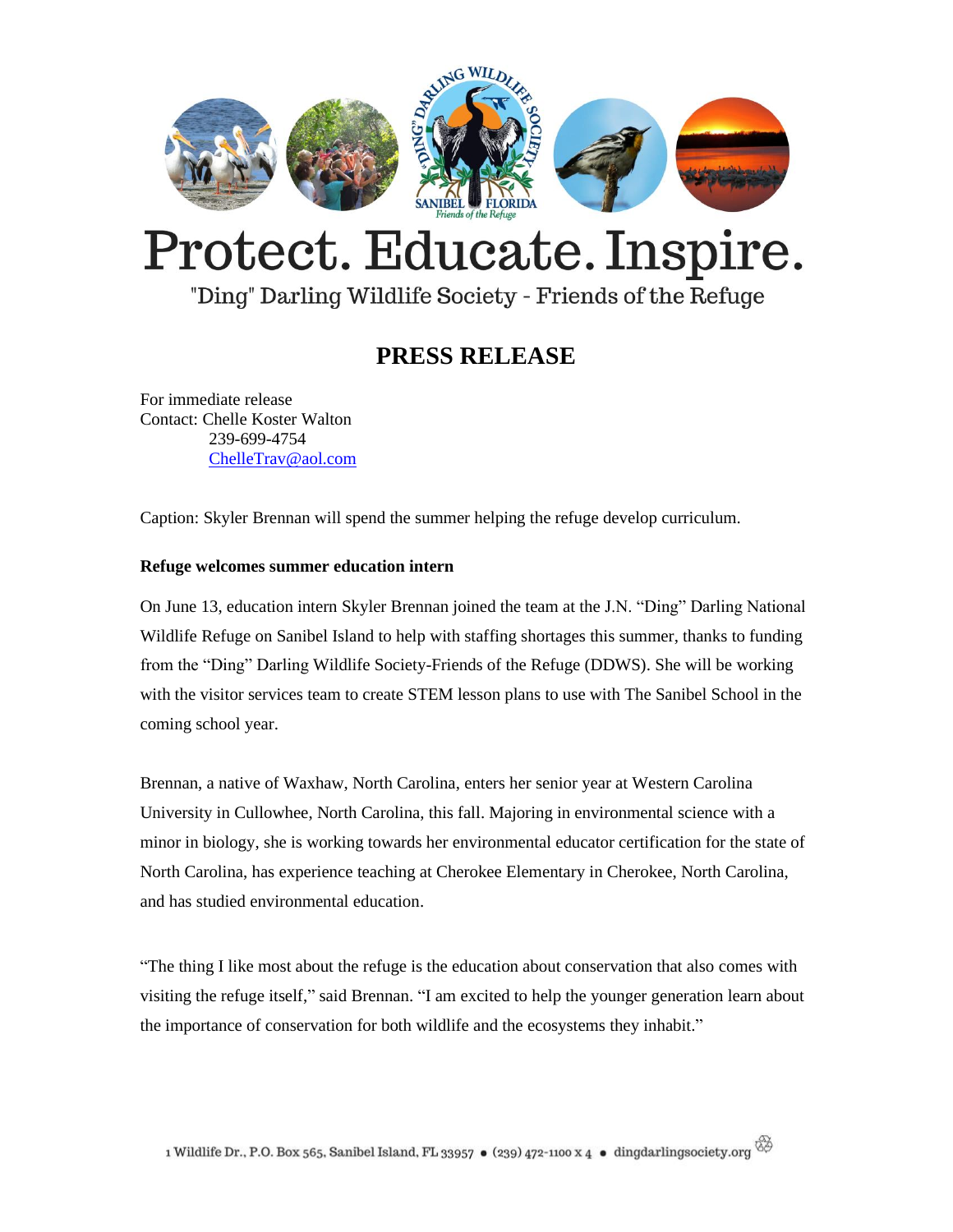# Protect. Educate. Inspire.

"Ding" Darling Wildlife Society - Friends of the Refuge

## PRESS RELEASE

For immediate release
Contact: Chelle Koster Walton
239-699-4754
ChelleTrav@aol.com

Caption: Skyler Brennan will spend the summer helping the refuge develop curriculum.

**Refuge welcomes summer education intern**

On June 13, education intern Skyler Brennan joined the team at the J.N. "Ding" Darling National Wildlife Refuge on Sanibel Island to help with staffing shortages this summer, thanks to funding from the "Ding" Darling Wildlife Society-Friends of the Refuge (DDWS). She will be working with the visitor services team to create STEM lesson plans to use with The Sanibel School in the coming school year.

Brennan, a native of Waxhaw, North Carolina, enters her senior year at Western Carolina University in Cullowhee, North Carolina, this fall. Majoring in environmental science with a minor in biology, she is working towards her environmental educator certification for the state of North Carolina, has experience teaching at Cherokee Elementary in Cherokee, North Carolina, and has studied environmental education.

"The thing I like most about the refuge is the education about conservation that also comes with visiting the refuge itself," said Brennan. "I am excited to help the younger generation learn about the importance of conservation for both wildlife and the ecosystems they inhabit."

1 Wildlife Dr., P.O. Box 565, Sanibel Island, FL 33957 • (239) 472-1100 x 4 • dingdarlingsociety.org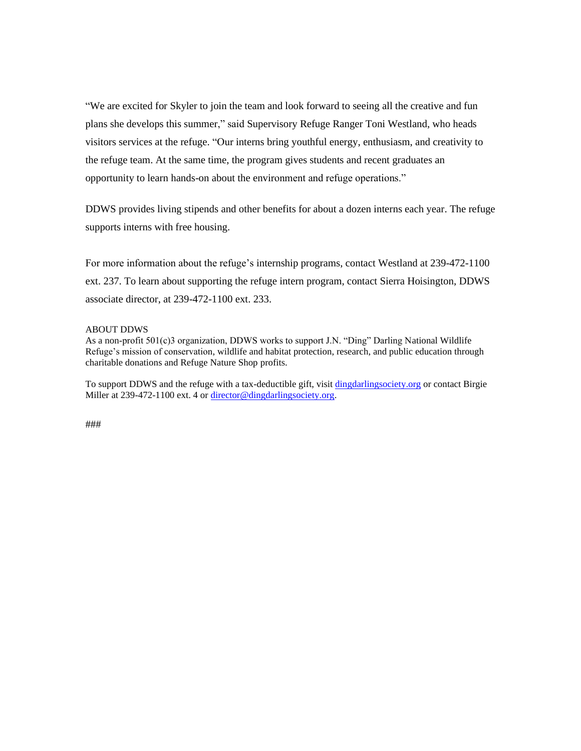"We are excited for Skyler to join the team and look forward to seeing all the creative and fun plans she develops this summer," said Supervisory Refuge Ranger Toni Westland, who heads visitors services at the refuge. "Our interns bring youthful energy, enthusiasm, and creativity to the refuge team. At the same time, the program gives students and recent graduates an opportunity to learn hands-on about the environment and refuge operations."

DDWS provides living stipends and other benefits for about a dozen interns each year. The refuge supports interns with free housing.

For more information about the refuge's internship programs, contact Westland at 239-472-1100 ext. 237. To learn about supporting the refuge intern program, contact Sierra Hoisington, DDWS associate director, at 239-472-1100 ext. 233.

ABOUT DDWS
As a non-profit 501(c)3 organization, DDWS works to support J.N. "Ding" Darling National Wildlife Refuge's mission of conservation, wildlife and habitat protection, research, and public education through charitable donations and Refuge Nature Shop profits.

To support DDWS and the refuge with a tax-deductible gift, visit [dingdarlingsociety.org](dingdarlingsociety.org) or contact Birgie Miller at 239-472-1100 ext. 4 or [director@dingdarlingsociety.org](mailto:director@dingdarlingsociety.org).

###